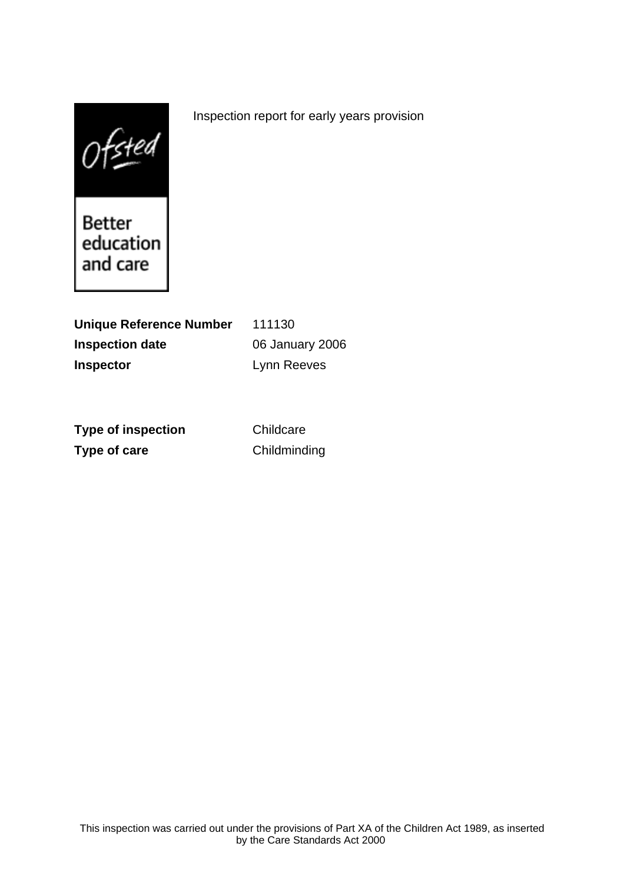Ofsted

Better education and care

Inspection report for early years provision

| | |
|---|---|
| **Unique Reference Number** | 111130 |
| **Inspection date** | 06 January 2006 |
| **Inspector** | Lynn Reeves |

| | |
|---|---|
| **Type of inspection** | Childcare |
| **Type of care** | Childminding |

This inspection was carried out under the provisions of Part XA of the Children Act 1989, as inserted by the Care Standards Act 2000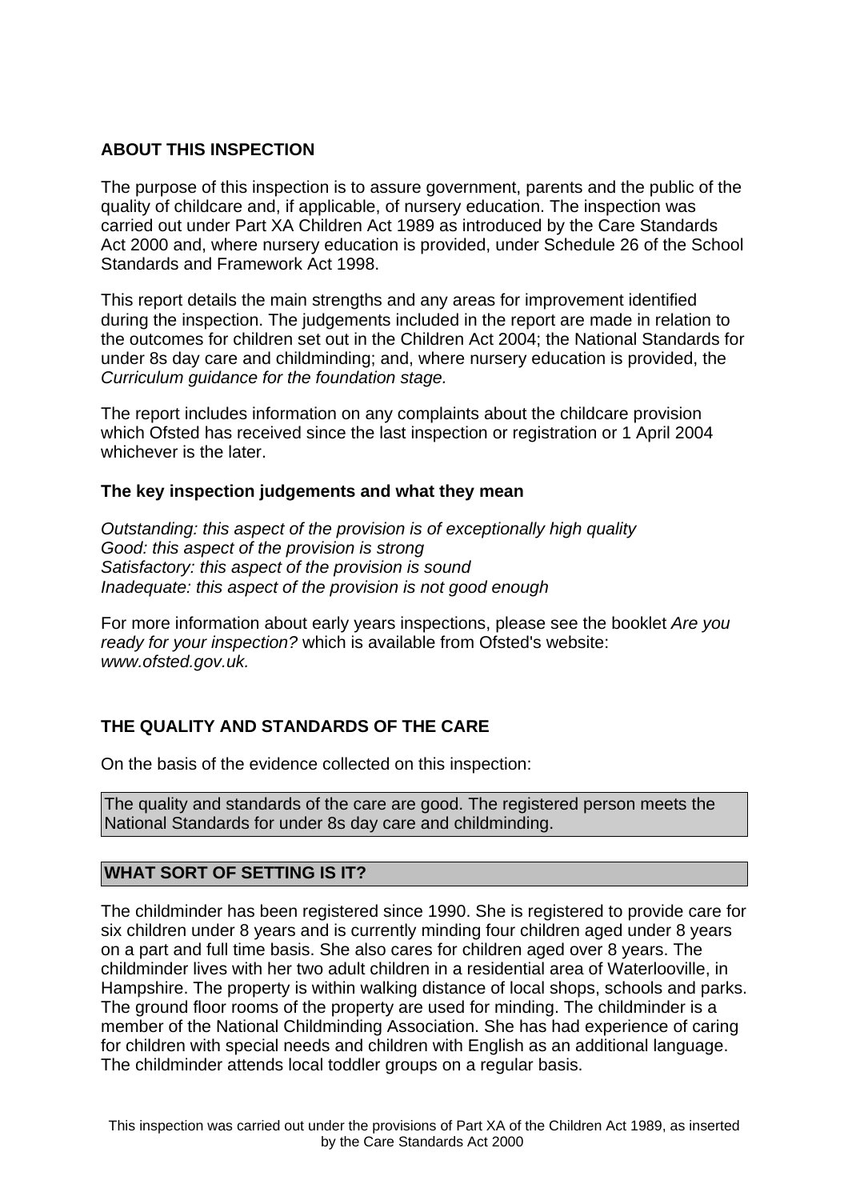## ABOUT THIS INSPECTION

The purpose of this inspection is to assure government, parents and the public of the quality of childcare and, if applicable, of nursery education. The inspection was carried out under Part XA Children Act 1989 as introduced by the Care Standards Act 2000 and, where nursery education is provided, under Schedule 26 of the School Standards and Framework Act 1998.

This report details the main strengths and any areas for improvement identified during the inspection. The judgements included in the report are made in relation to the outcomes for children set out in the Children Act 2004; the National Standards for under 8s day care and childminding; and, where nursery education is provided, the *Curriculum guidance for the foundation stage.*

The report includes information on any complaints about the childcare provision which Ofsted has received since the last inspection or registration or 1 April 2004 whichever is the later.

### The key inspection judgements and what they mean

*Outstanding: this aspect of the provision is of exceptionally high quality*
*Good: this aspect of the provision is strong*
*Satisfactory: this aspect of the provision is sound*
*Inadequate: this aspect of the provision is not good enough*

For more information about early years inspections, please see the booklet *Are you ready for your inspection?* which is available from Ofsted's website: *www.ofsted.gov.uk.*

## THE QUALITY AND STANDARDS OF THE CARE

On the basis of the evidence collected on this inspection:

The quality and standards of the care are good. The registered person meets the National Standards for under 8s day care and childminding.

## WHAT SORT OF SETTING IS IT?

The childminder has been registered since 1990. She is registered to provide care for six children under 8 years and is currently minding four children aged under 8 years on a part and full time basis. She also cares for children aged over 8 years. The childminder lives with her two adult children in a residential area of Waterlooville, in Hampshire. The property is within walking distance of local shops, schools and parks. The ground floor rooms of the property are used for minding. The childminder is a member of the National Childminding Association. She has had experience of caring for children with special needs and children with English as an additional language. The childminder attends local toddler groups on a regular basis.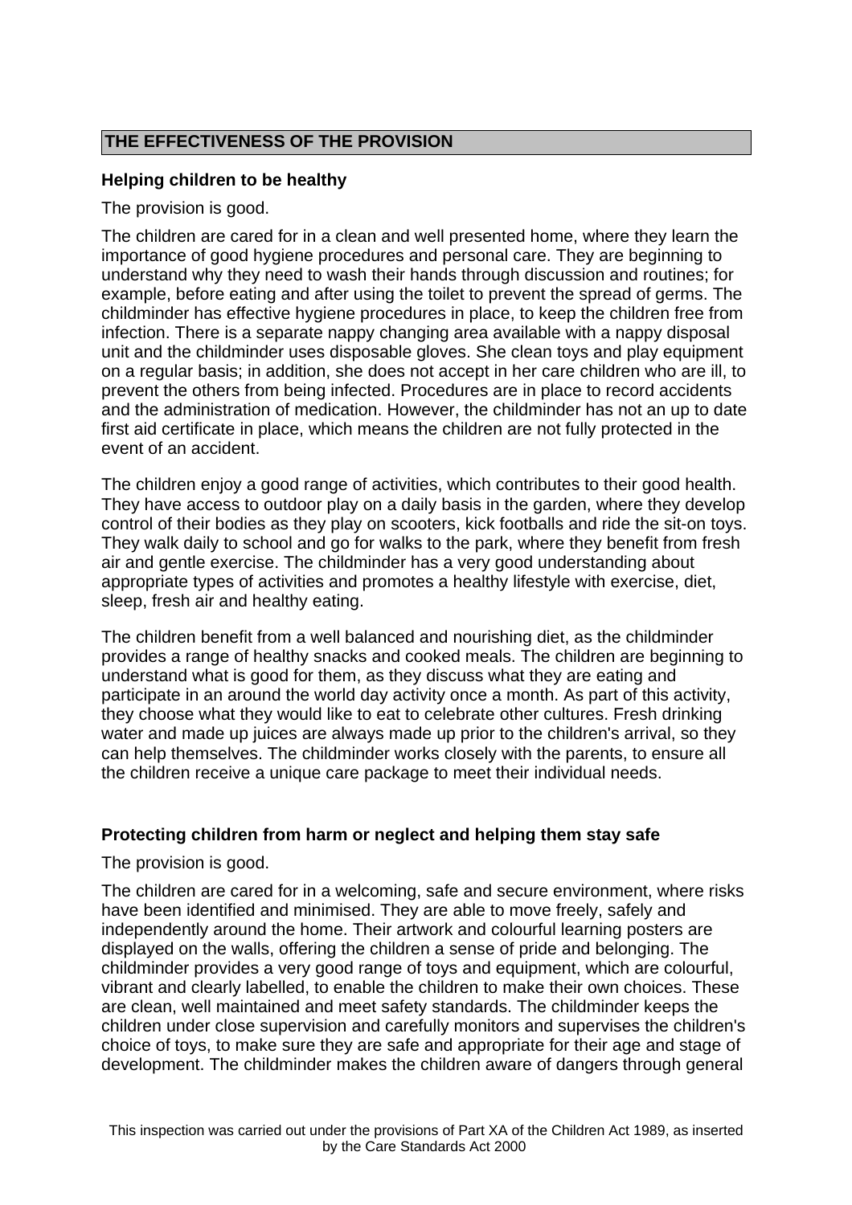## THE EFFECTIVENESS OF THE PROVISION

**Helping children to be healthy**

The provision is good.

The children are cared for in a clean and well presented home, where they learn the importance of good hygiene procedures and personal care. They are beginning to understand why they need to wash their hands through discussion and routines; for example, before eating and after using the toilet to prevent the spread of germs. The childminder has effective hygiene procedures in place, to keep the children free from infection. There is a separate nappy changing area available with a nappy disposal unit and the childminder uses disposable gloves. She clean toys and play equipment on a regular basis; in addition, she does not accept in her care children who are ill, to prevent the others from being infected. Procedures are in place to record accidents and the administration of medication. However, the childminder has not an up to date first aid certificate in place, which means the children are not fully protected in the event of an accident.

The children enjoy a good range of activities, which contributes to their good health. They have access to outdoor play on a daily basis in the garden, where they develop control of their bodies as they play on scooters, kick footballs and ride the sit-on toys. They walk daily to school and go for walks to the park, where they benefit from fresh air and gentle exercise. The childminder has a very good understanding about appropriate types of activities and promotes a healthy lifestyle with exercise, diet, sleep, fresh air and healthy eating.

The children benefit from a well balanced and nourishing diet, as the childminder provides a range of healthy snacks and cooked meals. The children are beginning to understand what is good for them, as they discuss what they are eating and participate in an around the world day activity once a month. As part of this activity, they choose what they would like to eat to celebrate other cultures. Fresh drinking water and made up juices are always made up prior to the children's arrival, so they can help themselves. The childminder works closely with the parents, to ensure all the children receive a unique care package to meet their individual needs.

**Protecting children from harm or neglect and helping them stay safe**

The provision is good.

The children are cared for in a welcoming, safe and secure environment, where risks have been identified and minimised. They are able to move freely, safely and independently around the home. Their artwork and colourful learning posters are displayed on the walls, offering the children a sense of pride and belonging. The childminder provides a very good range of toys and equipment, which are colourful, vibrant and clearly labelled, to enable the children to make their own choices. These are clean, well maintained and meet safety standards. The childminder keeps the children under close supervision and carefully monitors and supervises the children's choice of toys, to make sure they are safe and appropriate for their age and stage of development. The childminder makes the children aware of dangers through general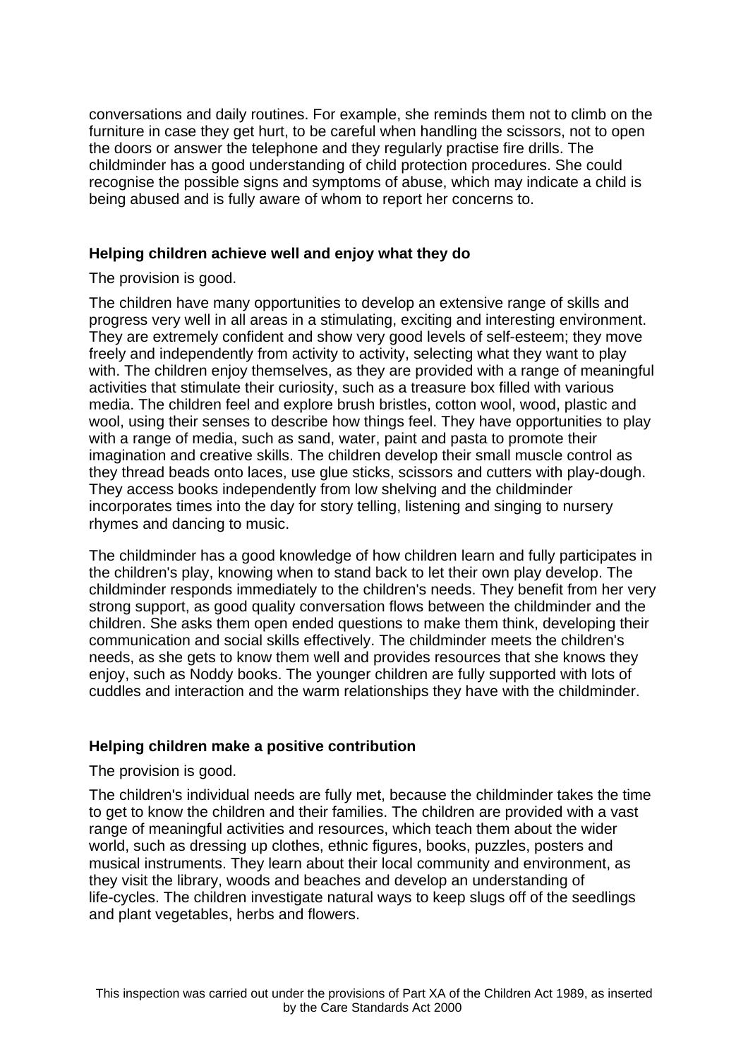conversations and daily routines. For example, she reminds them not to climb on the furniture in case they get hurt, to be careful when handling the scissors, not to open the doors or answer the telephone and they regularly practise fire drills. The childminder has a good understanding of child protection procedures. She could recognise the possible signs and symptoms of abuse, which may indicate a child is being abused and is fully aware of whom to report her concerns to.

### Helping children achieve well and enjoy what they do

The provision is good.

The children have many opportunities to develop an extensive range of skills and progress very well in all areas in a stimulating, exciting and interesting environment. They are extremely confident and show very good levels of self-esteem; they move freely and independently from activity to activity, selecting what they want to play with. The children enjoy themselves, as they are provided with a range of meaningful activities that stimulate their curiosity, such as a treasure box filled with various media. The children feel and explore brush bristles, cotton wool, wood, plastic and wool, using their senses to describe how things feel. They have opportunities to play with a range of media, such as sand, water, paint and pasta to promote their imagination and creative skills. The children develop their small muscle control as they thread beads onto laces, use glue sticks, scissors and cutters with play-dough. They access books independently from low shelving and the childminder incorporates times into the day for story telling, listening and singing to nursery rhymes and dancing to music.

The childminder has a good knowledge of how children learn and fully participates in the children's play, knowing when to stand back to let their own play develop. The childminder responds immediately to the children's needs. They benefit from her very strong support, as good quality conversation flows between the childminder and the children. She asks them open ended questions to make them think, developing their communication and social skills effectively. The childminder meets the children's needs, as she gets to know them well and provides resources that she knows they enjoy, such as Noddy books. The younger children are fully supported with lots of cuddles and interaction and the warm relationships they have with the childminder.

### Helping children make a positive contribution

The provision is good.

The children's individual needs are fully met, because the childminder takes the time to get to know the children and their families. The children are provided with a vast range of meaningful activities and resources, which teach them about the wider world, such as dressing up clothes, ethnic figures, books, puzzles, posters and musical instruments. They learn about their local community and environment, as they visit the library, woods and beaches and develop an understanding of life-cycles. The children investigate natural ways to keep slugs off of the seedlings and plant vegetables, herbs and flowers.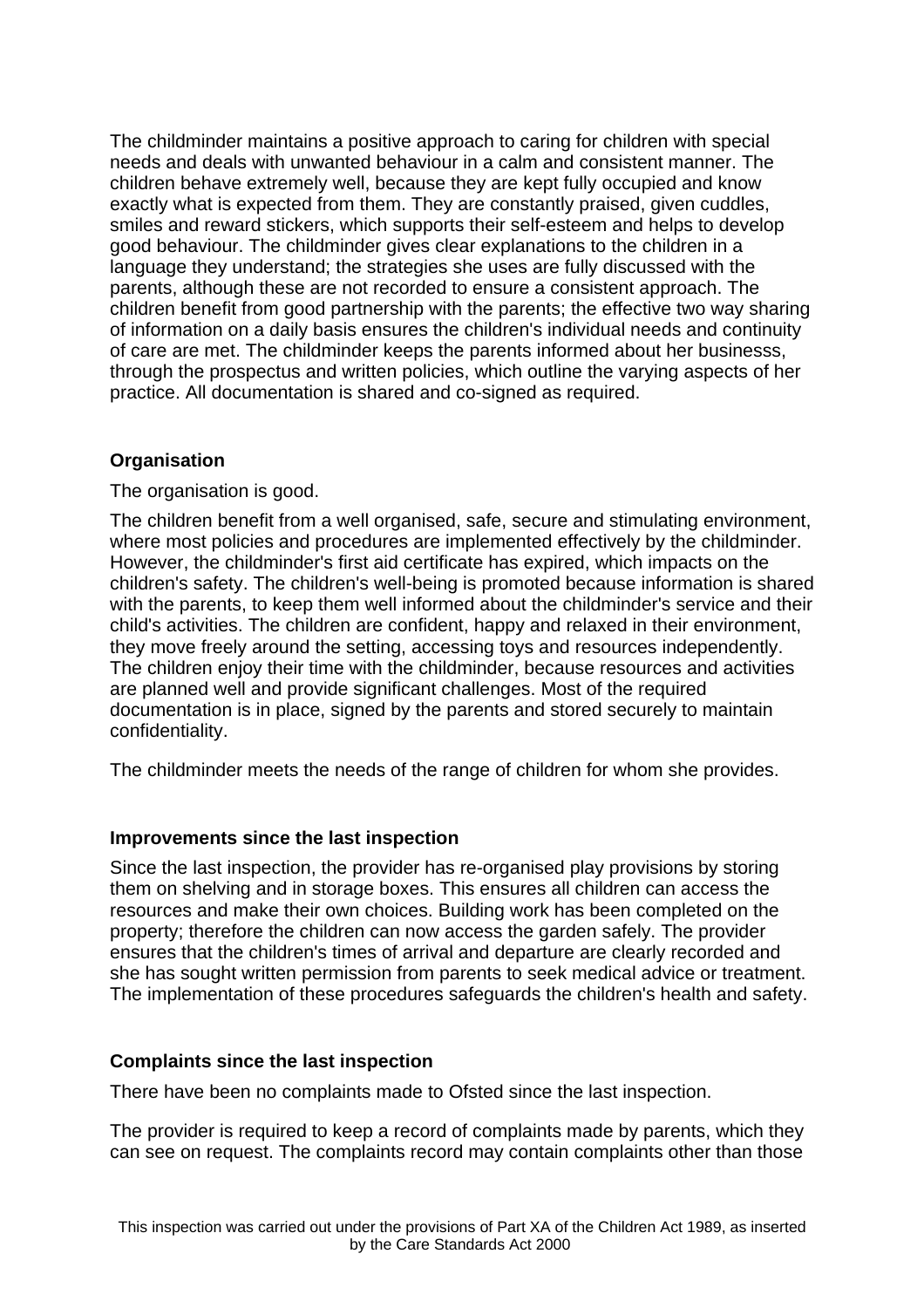The childminder maintains a positive approach to caring for children with special needs and deals with unwanted behaviour in a calm and consistent manner. The children behave extremely well, because they are kept fully occupied and know exactly what is expected from them. They are constantly praised, given cuddles, smiles and reward stickers, which supports their self-esteem and helps to develop good behaviour. The childminder gives clear explanations to the children in a language they understand; the strategies she uses are fully discussed with the parents, although these are not recorded to ensure a consistent approach. The children benefit from good partnership with the parents; the effective two way sharing of information on a daily basis ensures the children's individual needs and continuity of care are met. The childminder keeps the parents informed about her businesss, through the prospectus and written policies, which outline the varying aspects of her practice. All documentation is shared and co-signed as required.

**Organisation**

The organisation is good.

The children benefit from a well organised, safe, secure and stimulating environment, where most policies and procedures are implemented effectively by the childminder. However, the childminder's first aid certificate has expired, which impacts on the children's safety. The children's well-being is promoted because information is shared with the parents, to keep them well informed about the childminder's service and their child's activities. The children are confident, happy and relaxed in their environment, they move freely around the setting, accessing toys and resources independently. The children enjoy their time with the childminder, because resources and activities are planned well and provide significant challenges. Most of the required documentation is in place, signed by the parents and stored securely to maintain confidentiality.

The childminder meets the needs of the range of children for whom she provides.

**Improvements since the last inspection**

Since the last inspection, the provider has re-organised play provisions by storing them on shelving and in storage boxes. This ensures all children can access the resources and make their own choices. Building work has been completed on the property; therefore the children can now access the garden safely. The provider ensures that the children's times of arrival and departure are clearly recorded and she has sought written permission from parents to seek medical advice or treatment. The implementation of these procedures safeguards the children's health and safety.

**Complaints since the last inspection**

There have been no complaints made to Ofsted since the last inspection.

The provider is required to keep a record of complaints made by parents, which they can see on request. The complaints record may contain complaints other than those

This inspection was carried out under the provisions of Part XA of the Children Act 1989, as inserted by the Care Standards Act 2000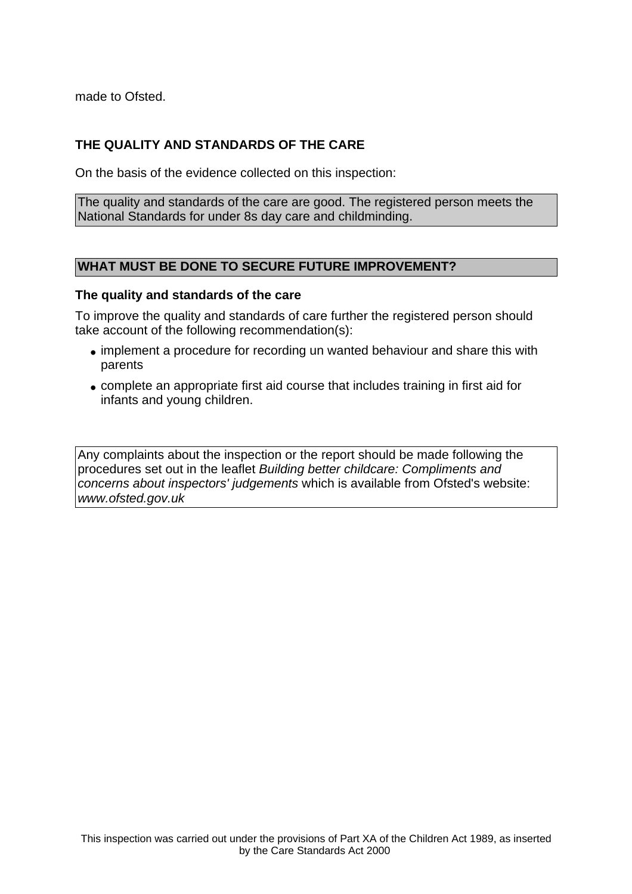made to Ofsted.

## THE QUALITY AND STANDARDS OF THE CARE

On the basis of the evidence collected on this inspection:

The quality and standards of the care are good. The registered person meets the National Standards for under 8s day care and childminding.

## WHAT MUST BE DONE TO SECURE FUTURE IMPROVEMENT?

### The quality and standards of the care

To improve the quality and standards of care further the registered person should take account of the following recommendation(s):

- implement a procedure for recording un wanted behaviour and share this with parents
- complete an appropriate first aid course that includes training in first aid for infants and young children.

Any complaints about the inspection or the report should be made following the procedures set out in the leaflet *Building better childcare: Compliments and concerns about inspectors' judgements* which is available from Ofsted's website: *www.ofsted.gov.uk*

This inspection was carried out under the provisions of Part XA of the Children Act 1989, as inserted by the Care Standards Act 2000